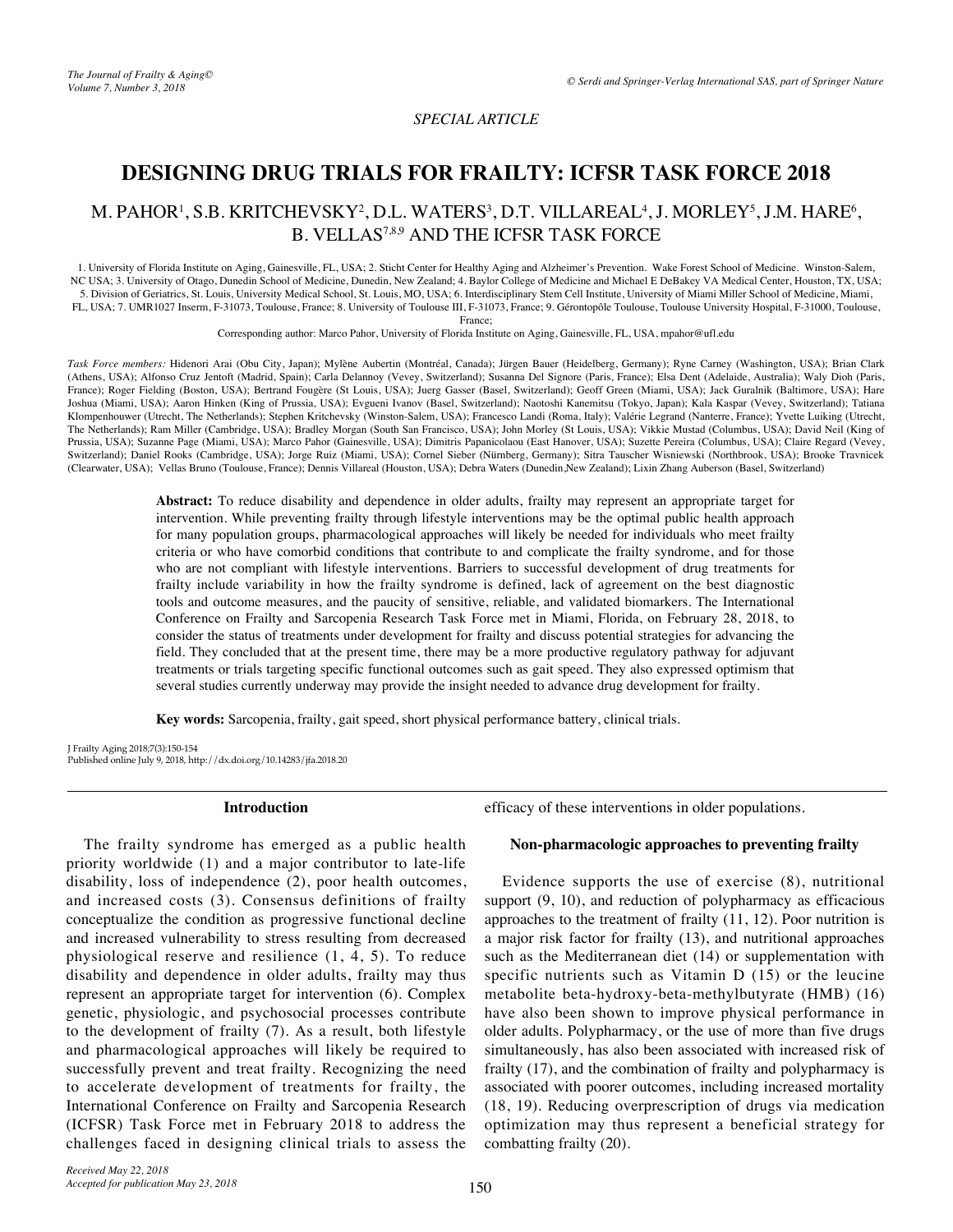*SPECIAL ARTICLE*

# DESIGNING DRUG TRIALS FOR FRAILTY: ICFSR TASK FORCE 2018

M. PAHOR[1], S.B. KRITCHEVSKY[2], D.L. WATERS[3], D.T. VILLAREAL[4], J. MORLEY[5], J.M. HARE[6], B. VELLAS[7,8,9] AND THE ICFSR TASK FORCE

1. University of Florida Institute on Aging, Gainesville, FL, USA; 2. Sticht Center for Healthy Aging and Alzheimer's Prevention. Wake Forest School of Medicine. Winston-Salem, NC USA; 3. University of Otago, Dunedin School of Medicine, Dunedin, New Zealand; 4. Baylor College of Medicine and Michael E DeBakey VA Medical Center, Houston, TX, USA; 5. Division of Geriatrics, St. Louis, University Medical School, St. Louis, MO, USA; 6. Interdisciplinary Stem Cell Institute, University of Miami Miller School of Medicine, Miami, FL, USA; 7. UMR1027 Inserm, F-31073, Toulouse, France; 8. University of Toulouse III, F-31073, France; 9. Gérontopôle Toulouse, Toulouse University Hospital, F-31000, Toulouse, France;

Corresponding author: Marco Pahor, University of Florida Institute on Aging, Gainesville, FL, USA, mpahor@ufl.edu

*Task Force members:* Hidenori Arai (Obu City, Japan); Mylène Aubertin (Montréal, Canada); Jürgen Bauer (Heidelberg, Germany); Ryne Carney (Washington, USA); Brian Clark (Athens, USA); Alfonso Cruz Jentoft (Madrid, Spain); Carla Delannoy (Vevey, Switzerland); Susanna Del Signore (Paris, France); Elsa Dent (Adelaide, Australia); Waly Dioh (Paris, France); Roger Fielding (Boston, USA); Bertrand Fougère (St Louis, USA); Juerg Gasser (Basel, Switzerland); Geoff Green (Miami, USA); Jack Guralnik (Baltimore, USA); Hare Joshua (Miami, USA); Aaron Hinken (King of Prussia, USA); Evgueni Ivanov (Basel, Switzerland); Naotoshi Kanemitsu (Tokyo, Japan); Kala Kaspar (Vevey, Switzerland); Tatiana Klompenhouwer (Utrecht, The Netherlands); Stephen Kritchevsky (Winston-Salem, USA); Francesco Landi (Roma, Italy); Valérie Legrand (Nanterre, France); Yvette Luiking (Utrecht, The Netherlands); Ram Miller (Cambridge, USA); Bradley Morgan (South San Francisco, USA); John Morley (St Louis, USA); Vikkie Mustad (Columbus, USA); David Neil (King of Prussia, USA); Suzanne Page (Miami, USA); Marco Pahor (Gainesville, USA); Dimitris Papanicolaou (East Hanover, USA); Suzette Pereira (Columbus, USA); Claire Regard (Vevey, Switzerland); Daniel Rooks (Cambridge, USA); Jorge Ruiz (Miami, USA); Cornel Sieber (Nürnberg, Germany); Sitra Tauscher Wisniewski (Northbrook, USA); Brooke Travnicek (Clearwater, USA); Vellas Bruno (Toulouse, France); Dennis Villareal (Houston, USA); Debra Waters (Dunedin,New Zealand); Lixin Zhang Auberson (Basel, Switzerland)

**Abstract:** To reduce disability and dependence in older adults, frailty may represent an appropriate target for intervention. While preventing frailty through lifestyle interventions may be the optimal public health approach for many population groups, pharmacological approaches will likely be needed for individuals who meet frailty criteria or who have comorbid conditions that contribute to and complicate the frailty syndrome, and for those who are not compliant with lifestyle interventions. Barriers to successful development of drug treatments for frailty include variability in how the frailty syndrome is defined, lack of agreement on the best diagnostic tools and outcome measures, and the paucity of sensitive, reliable, and validated biomarkers. The International Conference on Frailty and Sarcopenia Research Task Force met in Miami, Florida, on February 28, 2018, to consider the status of treatments under development for frailty and discuss potential strategies for advancing the field. They concluded that at the present time, there may be a more productive regulatory pathway for adjuvant treatments or trials targeting specific functional outcomes such as gait speed. They also expressed optimism that several studies currently underway may provide the insight needed to advance drug development for frailty.

**Key words:** Sarcopenia, frailty, gait speed, short physical performance battery, clinical trials.

J Frailty Aging 2018;7(3):150-154
Published online July 9, 2018, http://dx.doi.org/10.14283/jfa.2018.20

## Introduction

The frailty syndrome has emerged as a public health priority worldwide (1) and a major contributor to late-life disability, loss of independence (2), poor health outcomes, and increased costs (3). Consensus definitions of frailty conceptualize the condition as progressive functional decline and increased vulnerability to stress resulting from decreased physiological reserve and resilience (1, 4, 5). To reduce disability and dependence in older adults, frailty may thus represent an appropriate target for intervention (6). Complex genetic, physiologic, and psychosocial processes contribute to the development of frailty (7). As a result, both lifestyle and pharmacological approaches will likely be required to successfully prevent and treat frailty. Recognizing the need to accelerate development of treatments for frailty, the International Conference on Frailty and Sarcopenia Research (ICFSR) Task Force met in February 2018 to address the challenges faced in designing clinical trials to assess the efficacy of these interventions in older populations.

## Non-pharmacologic approaches to preventing frailty

Evidence supports the use of exercise (8), nutritional support (9, 10), and reduction of polypharmacy as efficacious approaches to the treatment of frailty (11, 12). Poor nutrition is a major risk factor for frailty (13), and nutritional approaches such as the Mediterranean diet (14) or supplementation with specific nutrients such as Vitamin D (15) or the leucine metabolite beta-hydroxy-beta-methylbutyrate (HMB) (16) have also been shown to improve physical performance in older adults. Polypharmacy, or the use of more than five drugs simultaneously, has also been associated with increased risk of frailty (17), and the combination of frailty and polypharmacy is associated with poorer outcomes, including increased mortality (18, 19). Reducing overprescription of drugs via medication optimization may thus represent a beneficial strategy for combatting frailty (20).

*Received May 22, 2018*
*Accepted for publication May 23, 2018*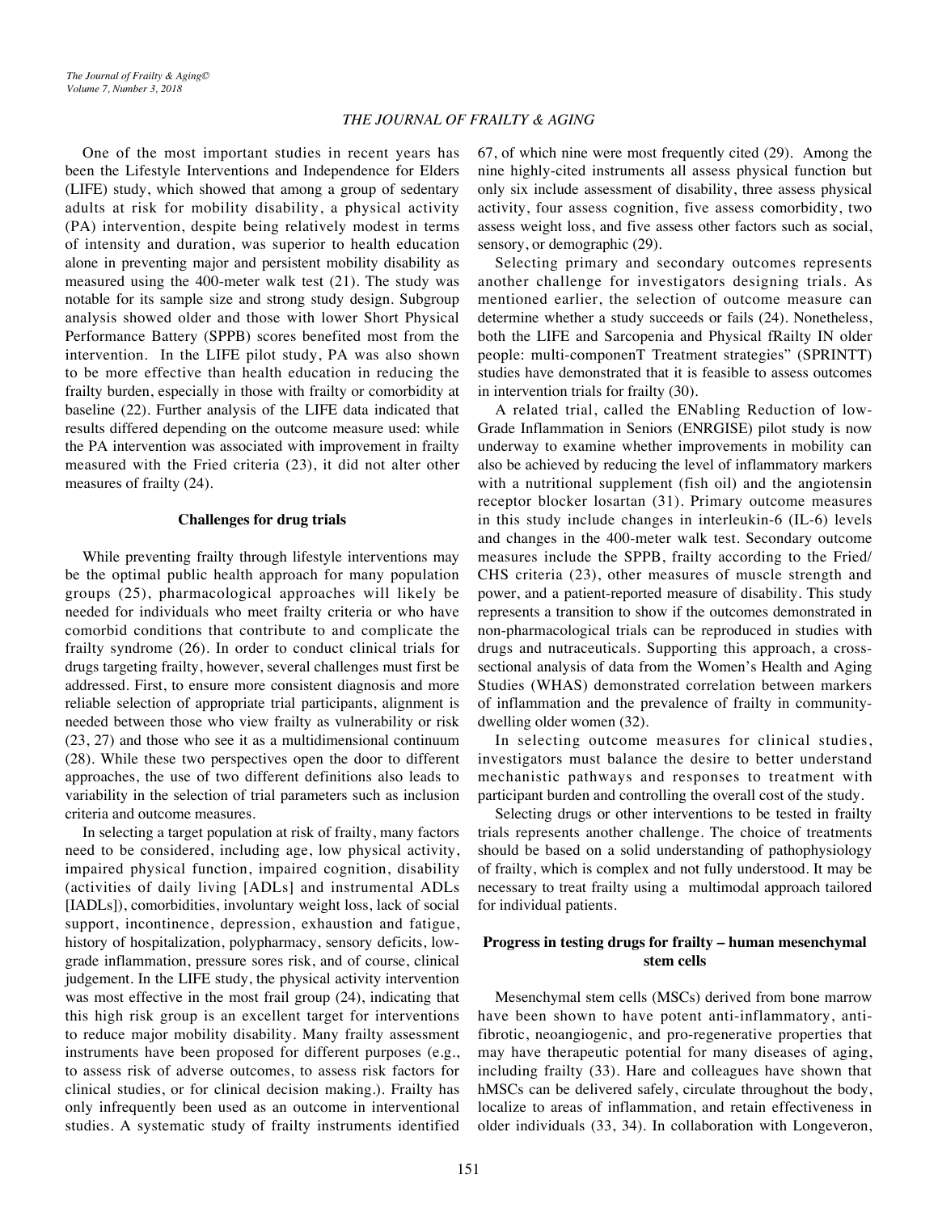One of the most important studies in recent years has been the Lifestyle Interventions and Independence for Elders (LIFE) study, which showed that among a group of sedentary adults at risk for mobility disability, a physical activity (PA) intervention, despite being relatively modest in terms of intensity and duration, was superior to health education alone in preventing major and persistent mobility disability as measured using the 400-meter walk test (21). The study was notable for its sample size and strong study design. Subgroup analysis showed older and those with lower Short Physical Performance Battery (SPPB) scores benefited most from the intervention. In the LIFE pilot study, PA was also shown to be more effective than health education in reducing the frailty burden, especially in those with frailty or comorbidity at baseline (22). Further analysis of the LIFE data indicated that results differed depending on the outcome measure used: while the PA intervention was associated with improvement in frailty measured with the Fried criteria (23), it did not alter other measures of frailty (24).

## Challenges for drug trials

While preventing frailty through lifestyle interventions may be the optimal public health approach for many population groups (25), pharmacological approaches will likely be needed for individuals who meet frailty criteria or who have comorbid conditions that contribute to and complicate the frailty syndrome (26). In order to conduct clinical trials for drugs targeting frailty, however, several challenges must first be addressed. First, to ensure more consistent diagnosis and more reliable selection of appropriate trial participants, alignment is needed between those who view frailty as vulnerability or risk (23, 27) and those who see it as a multidimensional continuum (28). While these two perspectives open the door to different approaches, the use of two different definitions also leads to variability in the selection of trial parameters such as inclusion criteria and outcome measures.

In selecting a target population at risk of frailty, many factors need to be considered, including age, low physical activity, impaired physical function, impaired cognition, disability (activities of daily living [ADLs] and instrumental ADLs [IADLs]), comorbidities, involuntary weight loss, lack of social support, incontinence, depression, exhaustion and fatigue, history of hospitalization, polypharmacy, sensory deficits, low-grade inflammation, pressure sores risk, and of course, clinical judgement. In the LIFE study, the physical activity intervention was most effective in the most frail group (24), indicating that this high risk group is an excellent target for interventions to reduce major mobility disability. Many frailty assessment instruments have been proposed for different purposes (e.g., to assess risk of adverse outcomes, to assess risk factors for clinical studies, or for clinical decision making.). Frailty has only infrequently been used as an outcome in interventional studies. A systematic study of frailty instruments identified 67, of which nine were most frequently cited (29). Among the nine highly-cited instruments all assess physical function but only six include assessment of disability, three assess physical activity, four assess cognition, five assess comorbidity, two assess weight loss, and five assess other factors such as social, sensory, or demographic (29).

Selecting primary and secondary outcomes represents another challenge for investigators designing trials. As mentioned earlier, the selection of outcome measure can determine whether a study succeeds or fails (24). Nonetheless, both the LIFE and Sarcopenia and Physical fRailty IN older people: multi-componenT Treatment strategies" (SPRINTT) studies have demonstrated that it is feasible to assess outcomes in intervention trials for frailty (30).

A related trial, called the ENabling Reduction of low-Grade Inflammation in Seniors (ENRGISE) pilot study is now underway to examine whether improvements in mobility can also be achieved by reducing the level of inflammatory markers with a nutritional supplement (fish oil) and the angiotensin receptor blocker losartan (31). Primary outcome measures in this study include changes in interleukin-6 (IL-6) levels and changes in the 400-meter walk test. Secondary outcome measures include the SPPB, frailty according to the Fried/CHS criteria (23), other measures of muscle strength and power, and a patient-reported measure of disability. This study represents a transition to show if the outcomes demonstrated in non-pharmacological trials can be reproduced in studies with drugs and nutraceuticals. Supporting this approach, a cross-sectional analysis of data from the Women's Health and Aging Studies (WHAS) demonstrated correlation between markers of inflammation and the prevalence of frailty in community-dwelling older women (32).

In selecting outcome measures for clinical studies, investigators must balance the desire to better understand mechanistic pathways and responses to treatment with participant burden and controlling the overall cost of the study.

Selecting drugs or other interventions to be tested in frailty trials represents another challenge. The choice of treatments should be based on a solid understanding of pathophysiology of frailty, which is complex and not fully understood. It may be necessary to treat frailty using a multimodal approach tailored for individual patients.

## Progress in testing drugs for frailty – human mesenchymal stem cells

Mesenchymal stem cells (MSCs) derived from bone marrow have been shown to have potent anti-inflammatory, anti-fibrotic, neoangiogenic, and pro-regenerative properties that may have therapeutic potential for many diseases of aging, including frailty (33). Hare and colleagues have shown that hMSCs can be delivered safely, circulate throughout the body, localize to areas of inflammation, and retain effectiveness in older individuals (33, 34). In collaboration with Longeveron,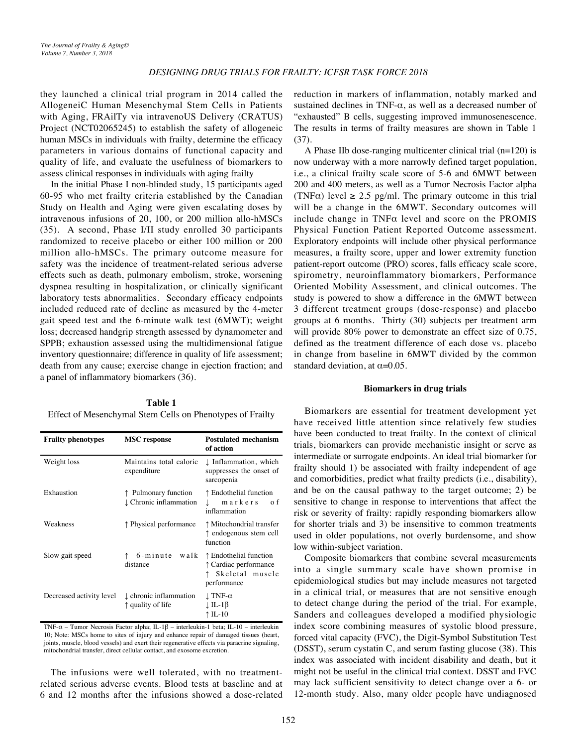they launched a clinical trial program in 2014 called the AllogeneiC Human Mesenchymal Stem Cells in Patients with Aging, FRAilTy via intravenoUS Delivery (CRATUS) Project (NCT02065245) to establish the safety of allogeneic human MSCs in individuals with frailty, determine the efficacy parameters in various domains of functional capacity and quality of life, and evaluate the usefulness of biomarkers to assess clinical responses in individuals with aging frailty

In the initial Phase I non-blinded study, 15 participants aged 60-95 who met frailty criteria established by the Canadian Study on Health and Aging were given escalating doses by intravenous infusions of 20, 100, or 200 million allo-hMSCs (35). A second, Phase I/II study enrolled 30 participants randomized to receive placebo or either 100 million or 200 million allo-hMSCs. The primary outcome measure for safety was the incidence of treatment-related serious adverse effects such as death, pulmonary embolism, stroke, worsening dyspnea resulting in hospitalization, or clinically significant laboratory tests abnormalities. Secondary efficacy endpoints included reduced rate of decline as measured by the 4-meter gait speed test and the 6-minute walk test (6MWT); weight loss; decreased handgrip strength assessed by dynamometer and SPPB; exhaustion assessed using the multidimensional fatigue inventory questionnaire; difference in quality of life assessment; death from any cause; exercise change in ejection fraction; and a panel of inflammatory biomarkers (36).

**Table 1**
Effect of Mesenchymal Stem Cells on Phenotypes of Frailty

| Frailty phenotypes | MSC response | Postulated mechanism of action |
|---|---|---|
| Weight loss | Maintains total caloric expenditure | ↓ Inflammation, which suppresses the onset of sarcopenia |
| Exhaustion | ↑ Pulmonary function<br>↓ Chronic inflammation | ↑ Endothelial function<br>↓ markers of inflammation |
| Weakness | ↑ Physical performance | ↑ Mitochondrial transfer<br>↑ endogenous stem cell function |
| Slow gait speed | ↑ 6-minute walk distance | ↑ Endothelial function<br>↑ Cardiac performance<br>↑ Skeletal muscle performance |
| Decreased activity level | ↓ chronic inflammation<br>↑ quality of life | ↓ TNF-α<br>↓ IL-1β<br>↑ IL-10 |

TNF-α – Tumor Necrosis Factor alpha; IL-1β – interleukin-1 beta; IL-10 – interleukin 10; Note: MSCs home to sites of injury and enhance repair of damaged tissues (heart, joints, muscle, blood vessels) and exert their regenerative effects via paracrine signaling, mitochondrial transfer, direct cellular contact, and exosome excretion.

The infusions were well tolerated, with no treatment-related serious adverse events. Blood tests at baseline and at 6 and 12 months after the infusions showed a dose-related reduction in markers of inflammation, notably marked and sustained declines in TNF-α, as well as a decreased number of "exhausted" B cells, suggesting improved immunosenescence. The results in terms of frailty measures are shown in Table 1 (37).

A Phase IIb dose-ranging multicenter clinical trial (n=120) is now underway with a more narrowly defined target population, i.e., a clinical frailty scale score of 5-6 and 6MWT between 200 and 400 meters, as well as a Tumor Necrosis Factor alpha (TNFα) level ≥ 2.5 pg/ml. The primary outcome in this trial will be a change in the 6MWT. Secondary outcomes will include change in TNFα level and score on the PROMIS Physical Function Patient Reported Outcome assessment. Exploratory endpoints will include other physical performance measures, a frailty score, upper and lower extremity function patient-report outcome (PRO) scores, falls efficacy scale score, spirometry, neuroinflammatory biomarkers, Performance Oriented Mobility Assessment, and clinical outcomes. The study is powered to show a difference in the 6MWT between 3 different treatment groups (dose-response) and placebo groups at 6 months. Thirty (30) subjects per treatment arm will provide 80% power to demonstrate an effect size of 0.75, defined as the treatment difference of each dose vs. placebo in change from baseline in 6MWT divided by the common standard deviation, at α=0.05.

## Biomarkers in drug trials

Biomarkers are essential for treatment development yet have received little attention since relatively few studies have been conducted to treat frailty. In the context of clinical trials, biomarkers can provide mechanistic insight or serve as intermediate or surrogate endpoints. An ideal trial biomarker for frailty should 1) be associated with frailty independent of age and comorbidities, predict what frailty predicts (i.e., disability), and be on the causal pathway to the target outcome; 2) be sensitive to change in response to interventions that affect the risk or severity of frailty: rapidly responding biomarkers allow for shorter trials and 3) be insensitive to common treatments used in older populations, not overly burdensome, and show low within-subject variation.

Composite biomarkers that combine several measurements into a single summary scale have shown promise in epidemiological studies but may include measures not targeted in a clinical trial, or measures that are not sensitive enough to detect change during the period of the trial. For example, Sanders and colleagues developed a modified physiologic index score combining measures of systolic blood pressure, forced vital capacity (FVC), the Digit-Symbol Substitution Test (DSST), serum cystatin C, and serum fasting glucose (38). This index was associated with incident disability and death, but it might not be useful in the clinical trial context. DSST and FVC may lack sufficient sensitivity to detect change over a 6- or 12-month study. Also, many older people have undiagnosed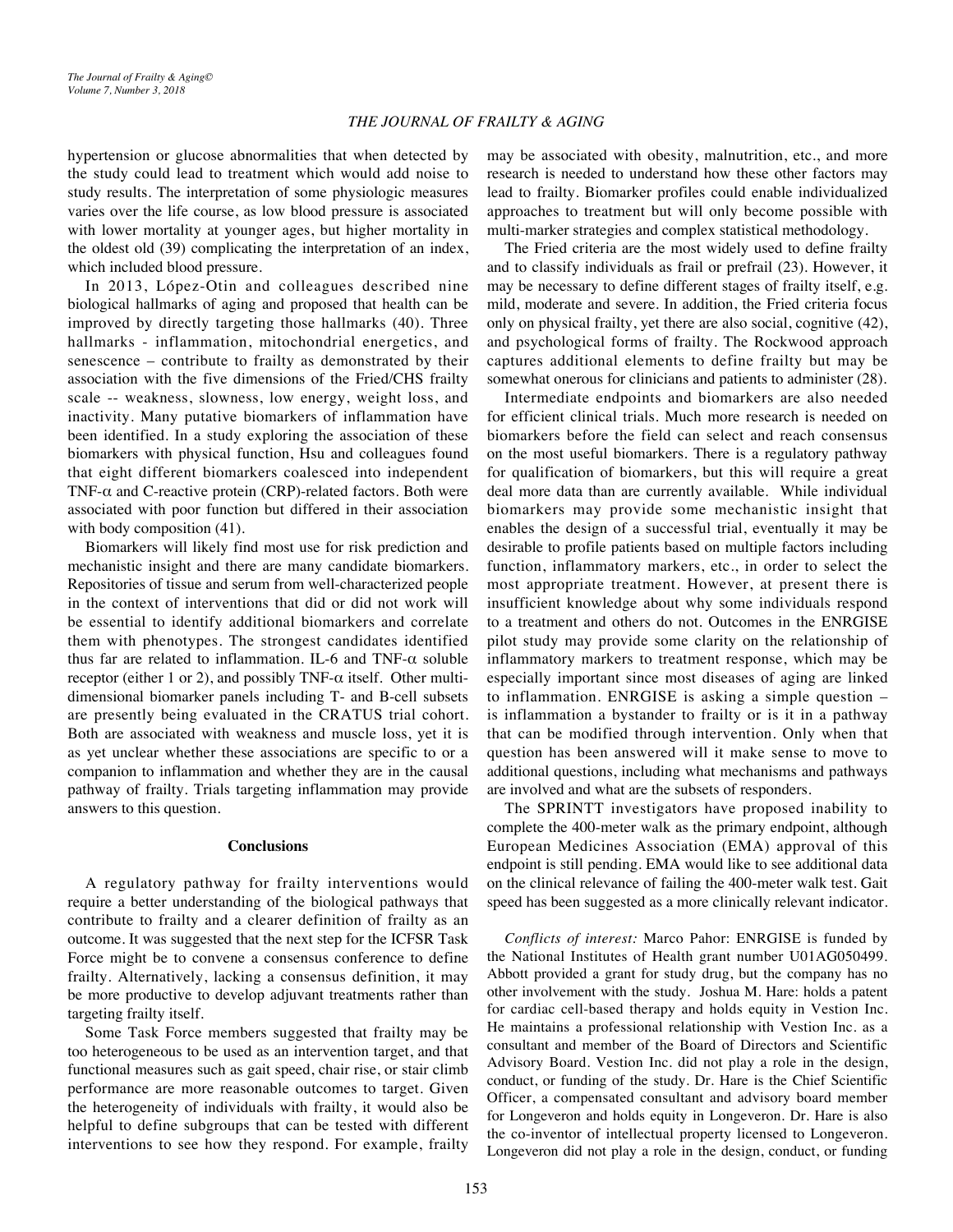hypertension or glucose abnormalities that when detected by the study could lead to treatment which would add noise to study results. The interpretation of some physiologic measures varies over the life course, as low blood pressure is associated with lower mortality at younger ages, but higher mortality in the oldest old (39) complicating the interpretation of an index, which included blood pressure.

In 2013, López-Otin and colleagues described nine biological hallmarks of aging and proposed that health can be improved by directly targeting those hallmarks (40). Three hallmarks - inflammation, mitochondrial energetics, and senescence – contribute to frailty as demonstrated by their association with the five dimensions of the Fried/CHS frailty scale -- weakness, slowness, low energy, weight loss, and inactivity. Many putative biomarkers of inflammation have been identified. In a study exploring the association of these biomarkers with physical function, Hsu and colleagues found that eight different biomarkers coalesced into independent TNF-α and C-reactive protein (CRP)-related factors. Both were associated with poor function but differed in their association with body composition (41).

Biomarkers will likely find most use for risk prediction and mechanistic insight and there are many candidate biomarkers. Repositories of tissue and serum from well-characterized people in the context of interventions that did or did not work will be essential to identify additional biomarkers and correlate them with phenotypes. The strongest candidates identified thus far are related to inflammation. IL-6 and TNF-α soluble receptor (either 1 or 2), and possibly TNF-α itself. Other multi-dimensional biomarker panels including T- and B-cell subsets are presently being evaluated in the CRATUS trial cohort. Both are associated with weakness and muscle loss, yet it is as yet unclear whether these associations are specific to or a companion to inflammation and whether they are in the causal pathway of frailty. Trials targeting inflammation may provide answers to this question.

## Conclusions

A regulatory pathway for frailty interventions would require a better understanding of the biological pathways that contribute to frailty and a clearer definition of frailty as an outcome. It was suggested that the next step for the ICFSR Task Force might be to convene a consensus conference to define frailty. Alternatively, lacking a consensus definition, it may be more productive to develop adjuvant treatments rather than targeting frailty itself.

Some Task Force members suggested that frailty may be too heterogeneous to be used as an intervention target, and that functional measures such as gait speed, chair rise, or stair climb performance are more reasonable outcomes to target. Given the heterogeneity of individuals with frailty, it would also be helpful to define subgroups that can be tested with different interventions to see how they respond. For example, frailty may be associated with obesity, malnutrition, etc., and more research is needed to understand how these other factors may lead to frailty. Biomarker profiles could enable individualized approaches to treatment but will only become possible with multi-marker strategies and complex statistical methodology.

The Fried criteria are the most widely used to define frailty and to classify individuals as frail or prefrail (23). However, it may be necessary to define different stages of frailty itself, e.g. mild, moderate and severe. In addition, the Fried criteria focus only on physical frailty, yet there are also social, cognitive (42), and psychological forms of frailty. The Rockwood approach captures additional elements to define frailty but may be somewhat onerous for clinicians and patients to administer (28).

Intermediate endpoints and biomarkers are also needed for efficient clinical trials. Much more research is needed on biomarkers before the field can select and reach consensus on the most useful biomarkers. There is a regulatory pathway for qualification of biomarkers, but this will require a great deal more data than are currently available. While individual biomarkers may provide some mechanistic insight that enables the design of a successful trial, eventually it may be desirable to profile patients based on multiple factors including function, inflammatory markers, etc., in order to select the most appropriate treatment. However, at present there is insufficient knowledge about why some individuals respond to a treatment and others do not. Outcomes in the ENRGISE pilot study may provide some clarity on the relationship of inflammatory markers to treatment response, which may be especially important since most diseases of aging are linked to inflammation. ENRGISE is asking a simple question – is inflammation a bystander to frailty or is it in a pathway that can be modified through intervention. Only when that question has been answered will it make sense to move to additional questions, including what mechanisms and pathways are involved and what are the subsets of responders.

The SPRINTT investigators have proposed inability to complete the 400-meter walk as the primary endpoint, although European Medicines Association (EMA) approval of this endpoint is still pending. EMA would like to see additional data on the clinical relevance of failing the 400-meter walk test. Gait speed has been suggested as a more clinically relevant indicator.

*Conflicts of interest:* Marco Pahor: ENRGISE is funded by the National Institutes of Health grant number U01AG050499. Abbott provided a grant for study drug, but the company has no other involvement with the study. Joshua M. Hare: holds a patent for cardiac cell-based therapy and holds equity in Vestion Inc. He maintains a professional relationship with Vestion Inc. as a consultant and member of the Board of Directors and Scientific Advisory Board. Vestion Inc. did not play a role in the design, conduct, or funding of the study. Dr. Hare is the Chief Scientific Officer, a compensated consultant and advisory board member for Longeveron and holds equity in Longeveron. Dr. Hare is also the co-inventor of intellectual property licensed to Longeveron. Longeveron did not play a role in the design, conduct, or funding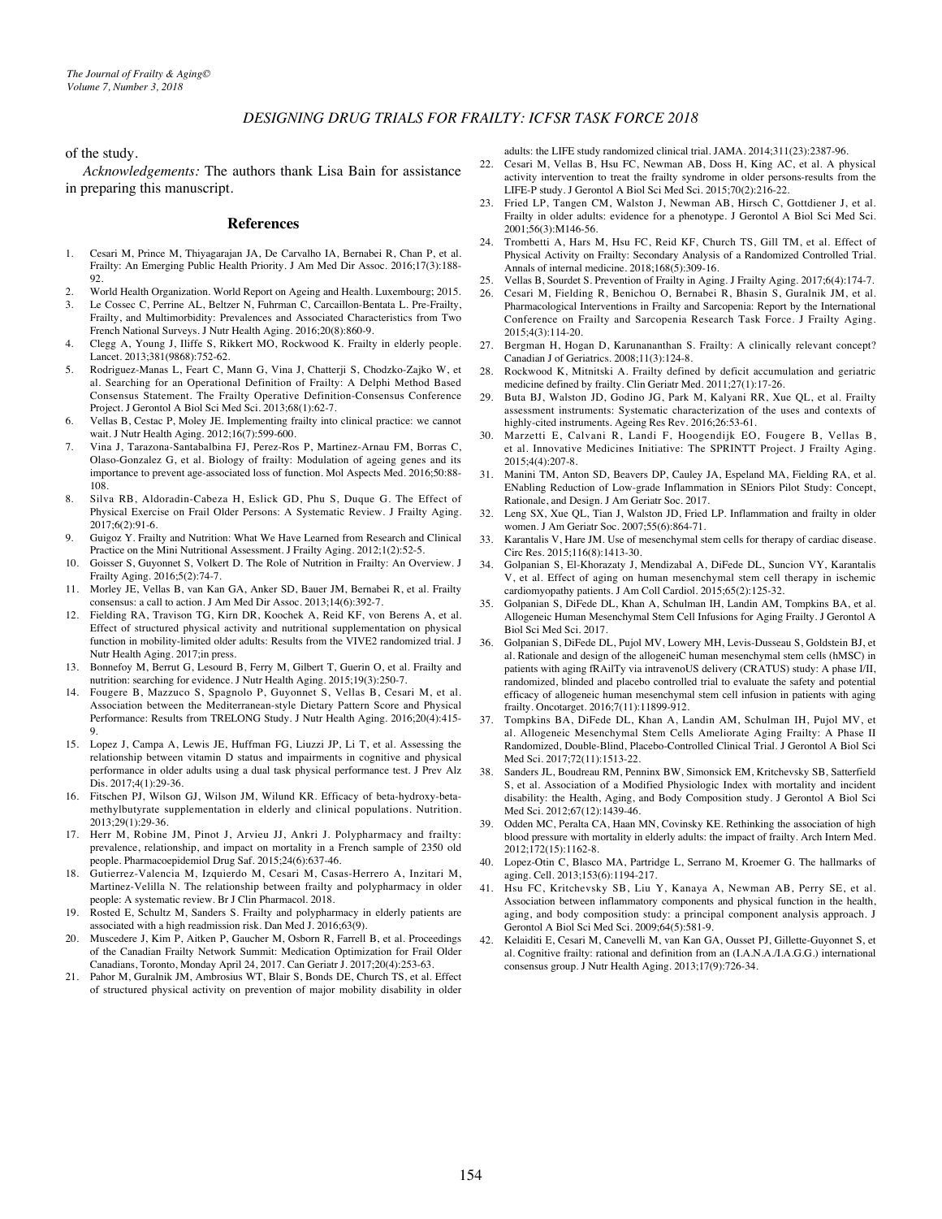of the study.

*Acknowledgements:* The authors thank Lisa Bain for assistance in preparing this manuscript.

## References

1. Cesari M, Prince M, Thiyagarajan JA, De Carvalho IA, Bernabei R, Chan P, et al. Frailty: An Emerging Public Health Priority. J Am Med Dir Assoc. 2016;17(3):188-92.
2. World Health Organization. World Report on Ageing and Health. Luxembourg; 2015.
3. Le Cossec C, Perrine AL, Beltzer N, Fuhrman C, Carcaillon-Bentata L. Pre-Frailty, Frailty, and Multimorbidity: Prevalences and Associated Characteristics from Two French National Surveys. J Nutr Health Aging. 2016;20(8):860-9.
4. Clegg A, Young J, Iliffe S, Rikkert MO, Rockwood K. Frailty in elderly people. Lancet. 2013;381(9868):752-62.
5. Rodriguez-Manas L, Feart C, Mann G, Vina J, Chatterji S, Chodzko-Zajko W, et al. Searching for an Operational Definition of Frailty: A Delphi Method Based Consensus Statement. The Frailty Operative Definition-Consensus Conference Project. J Gerontol A Biol Sci Med Sci. 2013;68(1):62-7.
6. Vellas B, Cestac P, Moley JE. Implementing frailty into clinical practice: we cannot wait. J Nutr Health Aging. 2012;16(7):599-600.
7. Vina J, Tarazona-Santabalbina FJ, Perez-Ros P, Martinez-Arnau FM, Borras C, Olaso-Gonzalez G, et al. Biology of frailty: Modulation of ageing genes and its importance to prevent age-associated loss of function. Mol Aspects Med. 2016;50:88-108.
8. Silva RB, Aldoradin-Cabeza H, Eslick GD, Phu S, Duque G. The Effect of Physical Exercise on Frail Older Persons: A Systematic Review. J Frailty Aging. 2017;6(2):91-6.
9. Guigoz Y. Frailty and Nutrition: What We Have Learned from Research and Clinical Practice on the Mini Nutritional Assessment. J Frailty Aging. 2012;1(2):52-5.
10. Goisser S, Guyonnet S, Volkert D. The Role of Nutrition in Frailty: An Overview. J Frailty Aging. 2016;5(2):74-7.
11. Morley JE, Vellas B, van Kan GA, Anker SD, Bauer JM, Bernabei R, et al. Frailty consensus: a call to action. J Am Med Dir Assoc. 2013;14(6):392-7.
12. Fielding RA, Travison TG, Kirn DR, Koochek A, Reid KF, von Berens A, et al. Effect of structured physical activity and nutritional supplementation on physical function in mobility-limited older adults: Results from the VIVE2 randomized trial. J Nutr Health Aging. 2017;in press.
13. Bonnefoy M, Berrut G, Lesourd B, Ferry M, Gilbert T, Guerin O, et al. Frailty and nutrition: searching for evidence. J Nutr Health Aging. 2015;19(3):250-7.
14. Fougere B, Mazzuco S, Spagnolo P, Guyonnet S, Vellas B, Cesari M, et al. Association between the Mediterranean-style Dietary Pattern Score and Physical Performance: Results from TRELONG Study. J Nutr Health Aging. 2016;20(4):415-9.
15. Lopez J, Campa A, Lewis JE, Huffman FG, Liuzzi JP, Li T, et al. Assessing the relationship between vitamin D status and impairments in cognitive and physical performance in older adults using a dual task physical performance test. J Prev Alz Dis. 2017;4(1):29-36.
16. Fitschen PJ, Wilson GJ, Wilson JM, Wilund KR. Efficacy of beta-hydroxy-beta-methylbutyrate supplementation in elderly and clinical populations. Nutrition. 2013;29(1):29-36.
17. Herr M, Robine JM, Pinot J, Arvieu JJ, Ankri J. Polypharmacy and frailty: prevalence, relationship, and impact on mortality in a French sample of 2350 old people. Pharmacoepidemiol Drug Saf. 2015;24(6):637-46.
18. Gutierrez-Valencia M, Izquierdo M, Cesari M, Casas-Herrero A, Inzitari M, Martinez-Velilla N. The relationship between frailty and polypharmacy in older people: A systematic review. Br J Clin Pharmacol. 2018.
19. Rosted E, Schultz M, Sanders S. Frailty and polypharmacy in elderly patients are associated with a high readmission risk. Dan Med J. 2016;63(9).
20. Muscedere J, Kim P, Aitken P, Gaucher M, Osborn R, Farrell B, et al. Proceedings of the Canadian Frailty Network Summit: Medication Optimization for Frail Older Canadians, Toronto, Monday April 24, 2017. Can Geriatr J. 2017;20(4):253-63.
21. Pahor M, Guralnik JM, Ambrosius WT, Blair S, Bonds DE, Church TS, et al. Effect of structured physical activity on prevention of major mobility disability in older adults: the LIFE study randomized clinical trial. JAMA. 2014;311(23):2387-96.
22. Cesari M, Vellas B, Hsu FC, Newman AB, Doss H, King AC, et al. A physical activity intervention to treat the frailty syndrome in older persons-results from the LIFE-P study. J Gerontol A Biol Sci Med Sci. 2015;70(2):216-22.
23. Fried LP, Tangen CM, Walston J, Newman AB, Hirsch C, Gottdiener J, et al. Frailty in older adults: evidence for a phenotype. J Gerontol A Biol Sci Med Sci. 2001;56(3):M146-56.
24. Trombetti A, Hars M, Hsu FC, Reid KF, Church TS, Gill TM, et al. Effect of Physical Activity on Frailty: Secondary Analysis of a Randomized Controlled Trial. Annals of internal medicine. 2018;168(5):309-16.
25. Vellas B, Sourdet S. Prevention of Frailty in Aging. J Frailty Aging. 2017;6(4):174-7.
26. Cesari M, Fielding R, Benichou O, Bernabei R, Bhasin S, Guralnik JM, et al. Pharmacological Interventions in Frailty and Sarcopenia: Report by the International Conference on Frailty and Sarcopenia Research Task Force. J Frailty Aging. 2015;4(3):114-20.
27. Bergman H, Hogan D, Karunananthan S. Frailty: A clinically relevant concept? Canadian J of Geriatrics. 2008;11(3):124-8.
28. Rockwood K, Mitnitski A. Frailty defined by deficit accumulation and geriatric medicine defined by frailty. Clin Geriatr Med. 2011;27(1):17-26.
29. Buta BJ, Walston JD, Godino JG, Park M, Kalyani RR, Xue QL, et al. Frailty assessment instruments: Systematic characterization of the uses and contexts of highly-cited instruments. Ageing Res Rev. 2016;26:53-61.
30. Marzetti E, Calvani R, Landi F, Hoogendijk EO, Fougere B, Vellas B, et al. Innovative Medicines Initiative: The SPRINTT Project. J Frailty Aging. 2015;4(4):207-8.
31. Manini TM, Anton SD, Beavers DP, Cauley JA, Espeland MA, Fielding RA, et al. ENabling Reduction of Low-grade Inflammation in SEniors Pilot Study: Concept, Rationale, and Design. J Am Geriatr Soc. 2017.
32. Leng SX, Xue QL, Tian J, Walston JD, Fried LP. Inflammation and frailty in older women. J Am Geriatr Soc. 2007;55(6):864-71.
33. Karantalis V, Hare JM. Use of mesenchymal stem cells for therapy of cardiac disease. Circ Res. 2015;116(8):1413-30.
34. Golpanian S, El-Khorazaty J, Mendizabal A, DiFede DL, Suncion VY, Karantalis V, et al. Effect of aging on human mesenchymal stem cell therapy in ischemic cardiomyopathy patients. J Am Coll Cardiol. 2015;65(2):125-32.
35. Golpanian S, DiFede DL, Khan A, Schulman IH, Landin AM, Tompkins BA, et al. Allogeneic Human Mesenchymal Stem Cell Infusions for Aging Frailty. J Gerontol A Biol Sci Med Sci. 2017.
36. Golpanian S, DiFede DL, Pujol MV, Lowery MH, Levis-Dusseau S, Goldstein BJ, et al. Rationale and design of the allogeneiC human mesenchymal stem cells (hMSC) in patients with aging fRAilTy via intravenoUS delivery (CRATUS) study: A phase I/II, randomized, blinded and placebo controlled trial to evaluate the safety and potential efficacy of allogeneic human mesenchymal stem cell infusion in patients with aging frailty. Oncotarget. 2016;7(11):11899-912.
37. Tompkins BA, DiFede DL, Khan A, Landin AM, Schulman IH, Pujol MV, et al. Allogeneic Mesenchymal Stem Cells Ameliorate Aging Frailty: A Phase II Randomized, Double-Blind, Placebo-Controlled Clinical Trial. J Gerontol A Biol Sci Med Sci. 2017;72(11):1513-22.
38. Sanders JL, Boudreau RM, Penninx BW, Simonsick EM, Kritchevsky SB, Satterfield S, et al. Association of a Modified Physiologic Index with mortality and incident disability: the Health, Aging, and Body Composition study. J Gerontol A Biol Sci Med Sci. 2012;67(12):1439-46.
39. Odden MC, Peralta CA, Haan MN, Covinsky KE. Rethinking the association of high blood pressure with mortality in elderly adults: the impact of frailty. Arch Intern Med. 2012;172(15):1162-8.
40. Lopez-Otin C, Blasco MA, Partridge L, Serrano M, Kroemer G. The hallmarks of aging. Cell. 2013;153(6):1194-217.
41. Hsu FC, Kritchevsky SB, Liu Y, Kanaya A, Newman AB, Perry SE, et al. Association between inflammatory components and physical function in the health, aging, and body composition study: a principal component analysis approach. J Gerontol A Biol Sci Med Sci. 2009;64(5):581-9.
42. Kelaiditi E, Cesari M, Canevelli M, van Kan GA, Ousset PJ, Gillette-Guyonnet S, et al. Cognitive frailty: rational and definition from an (I.A.N.A./I.A.G.G.) international consensus group. J Nutr Health Aging. 2013;17(9):726-34.